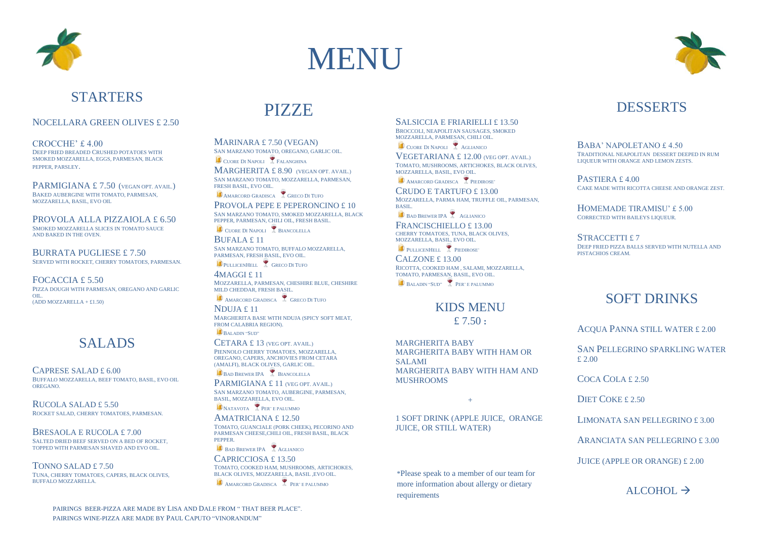# MENU

## STARTERS

NOCELLARA GREEN OLIVES £ 2.50

CROCCHE' £ 4.00
DEEP FRIED BREADED CRUSHED POTATOES WITH SMOKED MOZZARELLA, EGGS, PARMESAN, BLACK PEPPER, PARSLEY.

PARMIGIANA £ 7.50 (VEGAN OPT. AVAIL.)
BAKED AUBERGINE WITH TOMATO, PARMESAN, MOZZARELLA, BASIL, EVO OIL

PROVOLA ALLA PIZZAIOLA £ 6.50
SMOKED MOZZARELLA SLICES IN TOMATO SAUCE AND BAKED IN THE OVEN.

BURRATA PUGLIESE £ 7.50
SERVED WITH ROCKET, CHERRY TOMATOES, PARMESAN.

FOCACCIA £ 5.50
PIZZA DOUGH WITH PARMESAN, OREGANO AND GARLIC OIL.
(ADD MOZZARELLA + £1.50)

## SALADS

CAPRESE SALAD £ 6.00
BUFFALO MOZZARELLA, BEEF TOMATO, BASIL, EVO OIL OREGANO.

RUCOLA SALAD £ 5.50
ROCKET SALAD, CHERRY TOMATOES, PARMESAN.

BRESAOLA E RUCOLA £ 7.00
SALTED DRIED BEEF SERVED ON A BED OF ROCKET, TOPPED WITH PARMESAN SHAVED AND EVO OIL.

TONNO SALAD £ 7.50
TUNA, CHERRY TOMATOES, CAPERS, BLACK OLIVES, BUFFALO MOZZARELLA.

## PIZZE

MARINARA £ 7.50 (VEGAN)
SAN MARZANO TOMATO, OREGANO, GARLIC OIL.
CUORE DI NAPOLI · FALANGHINA

MARGHERITA £ 8.90 (VEGAN OPT. AVAIL.)
SAN MARZANO TOMATO, MOZZARELLA, PARMESAN, FRESH BASIL, EVO OIL.
AMARCORD GRADISCA · GRECO DI TUFO

PROVOLA PEPE E PEPERONCINO £ 10
SAN MARZANO TOMATO, SMOKED MOZZARELLA, BLACK PEPPER, PARMESAN, CHILI OIL, FRESH BASIL.
CUORE DI NAPOLI · BIANCOLELLA

BUFALA £ 11
SAN MARZANO TOMATO, BUFFALO MOZZARELLA, PARMESAN, FRESH BASIL, EVO OIL.
PULLICENHELL · GRECO DI TUFO

4MAGGI £ 11
MOZZARELLA, PARMESAN, CHESHIRE BLUE, CHESHIRE MILD CHEDDAR, FRESH BASIL.
AMARCORD GRADISCA · GRECO DI TUFO

NDUJA £ 11
MARGHERITA BASE WITH NDUJA (SPICY SOFT MEAT, FROM CALABRIA REGION).
BALADIN "SUD"

CETARA £ 13 (VEG OPT. AVAIL.)
PIENNOLO CHERRY TOMATOES, MOZZARELLA, OREGANO, CAPERS, ANCHOVIES FROM CETARA (AMALFI), BLACK OLIVES, GARLIC OIL.
BAD BREWER IPA · BIANCOLELLA

PARMIGIANA £ 11 (VEG OPT. AVAIL.)
SAN MARZANO TOMATO, AUBERGINE, PARMESAN, BASIL, MOZZARELLA, EVO OIL.
NATAVOTA · PER' E PALUMMO

AMATRICIANA £ 12.50
TOMATO, GUANCIALE (PORK CHEEK), PECORINO AND PARMESAN CHEESE,CHILI OIL, FRESH BASIL, BLACK PEPPER.
BAD BREWER IPA · AGLIANICO

CAPRICCIOSA £ 13.50
TOMATO, COOKED HAM, MUSHROOMS, ARTICHOKES, BLACK OLIVES, MOZZARELLA, BASIL ,EVO OIL.
AMARCORD GRADISCA · PER' E PALUMMO

SALSICCIA E FRIARIELLI £ 13.50
BROCCOLI, NEAPOLITAN SAUSAGES, SMOKED MOZZARELLA, PARMESAN, CHILI OIL.
CUORE DI NAPOLI · AGLIANICO

VEGETARIANA £ 12.00 (VEG OPT. AVAIL.)
TOMATO, MUSHROOMS, ARTICHOKES, BLACK OLIVES, MOZZARELLA, BASIL, EVO OIL.
AMARCORD GRADISCA · PIEDIROSE'

CRUDO E TARTUFO £ 13.00
MOZZARELLA, PARMA HAM, TRUFFLE OIL, PARMESAN, BASIL.
BAD BREWER IPA · AGLIANICO

FRANCISCHIELLO £ 13.00
CHERRY TOMATOES, TUNA, BLACK OLIVES, MOZZARELLA, BASIL, EVO OIL.
PULLICENHELL · PIEDIROSE'

CALZONE £ 13.00
RICOTTA, COOKED HAM , SALAMI, MOZZARELLA, TOMATO, PARMESAN, BASIL, EVO OIL.
BALADIN "SUD" · PER' E PALUMMO

## KIDS MENU
## £ 7.50 :

MARGHERITA BABY
MARGHERITA BABY WITH HAM OR SALAMI
MARGHERITA BABY WITH HAM AND MUSHROOMS

+

1 SOFT DRINK (APPLE JUICE, ORANGE JUICE, OR STILL WATER)

*Please speak to a member of our team for more information about allergy or dietary requirements

## DESSERTS

BABA' NAPOLETANO £ 4.50
TRADITIONAL NEAPOLITAN DESSERT DEEPED IN RUM LIQUEUR WITH ORANGE AND LEMON ZESTS.

PASTIERA £ 4.00
CAKE MADE WITH RICOTTA CHEESE AND ORANGE ZEST.

HOMEMADE TIRAMISU' £ 5.00
CORRECTED WITH BAILEYS LIQUEUR.

STRACCETTI £ 7
DEEP FRIED PIZZA BALLS SERVED WITH NUTELLA AND PISTACHIOS CREAM.

## SOFT DRINKS

ACQUA PANNA STILL WATER £ 2.00

SAN PELLEGRINO SPARKLING WATER £ 2.00

COCA COLA £ 2.50

DIET COKE £ 2.50

LIMONATA SAN PELLEGRINO £ 3.00

ARANCIATA SAN PELLEGRINO £ 3.00

JUICE (APPLE OR ORANGE) £ 2.00

ALCOHOL →

PAIRINGS BEER-PIZZA ARE MADE BY LISA AND DALE FROM " THAT BEER PLACE".
PAIRINGS WINE-PIZZA ARE MADE BY PAUL CAPUTO "VINORANDUM"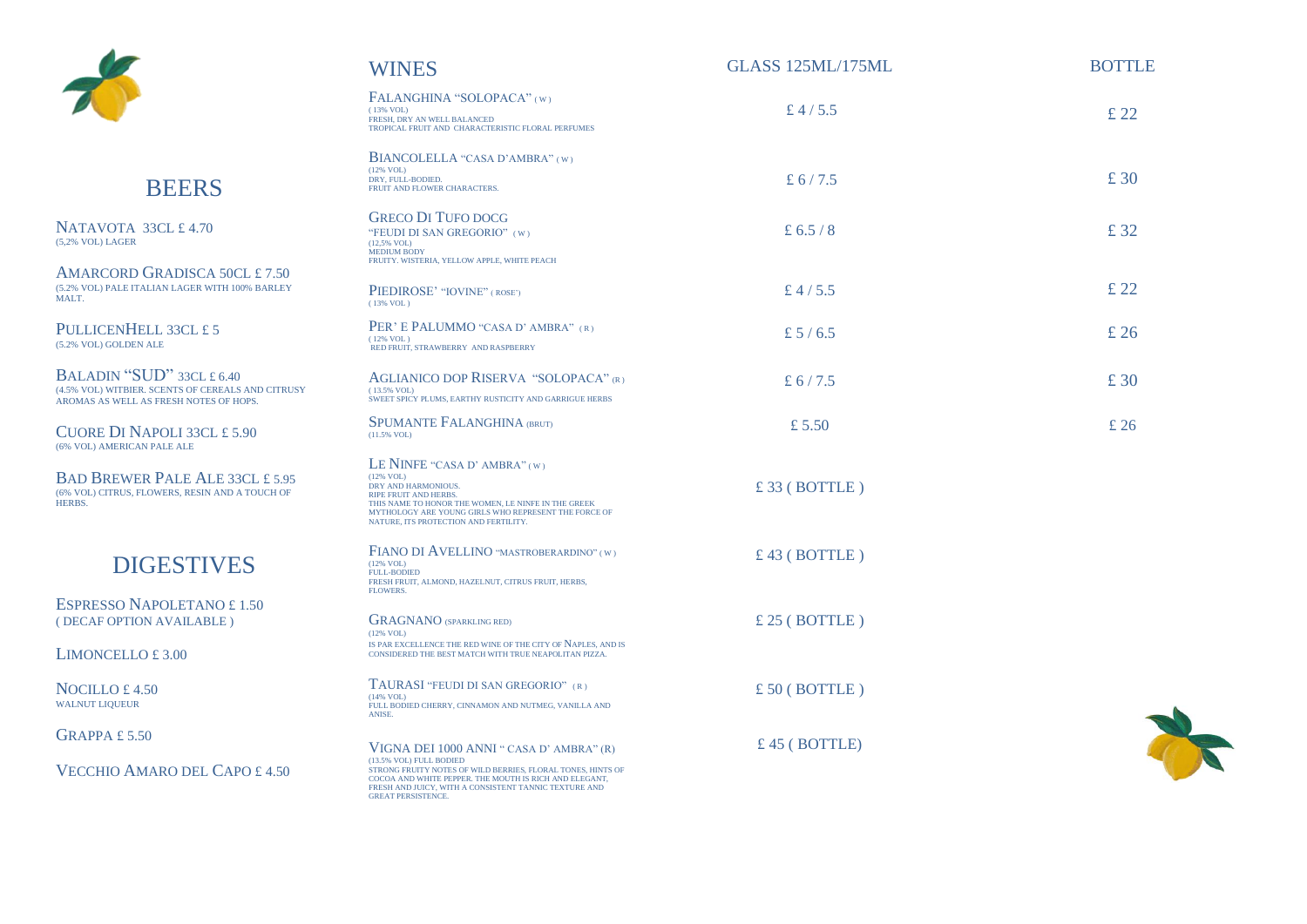# BEERS

NATAVOTA 33CL £ 4.70
(5,2% VOL) LAGER

AMARCORD GRADISCA 50CL £ 7.50
(5.2% VOL) PALE ITALIAN LAGER WITH 100% BARLEY MALT.

PULLICENHELL 33CL £ 5
(5.2% VOL) GOLDEN ALE

BALADIN "SUD" 33CL £ 6.40
(4.5% VOL) WITBIER. SCENTS OF CEREALS AND CITRUSY AROMAS AS WELL AS FRESH NOTES OF HOPS.

CUORE DI NAPOLI 33CL £ 5.90
(6% VOL) AMERICAN PALE ALE

BAD BREWER PALE ALE 33CL £ 5.95
(6% VOL) CITRUS, FLOWERS, RESIN AND A TOUCH OF HERBS.

# DIGESTIVES

ESPRESSO NAPOLETANO £ 1.50
( DECAF OPTION AVAILABLE )

LIMONCELLO £ 3.00

NOCILLO £ 4.50
WALNUT LIQUEUR

GRAPPA £ 5.50

VECCHIO AMARO DEL CAPO £ 4.50

# WINES

| WINES | GLASS 125ML/175ML | BOTTLE |
|---|---|---|
| FALANGHINA "SOLOPACA" ( W ) (13% VOL) FRESH, DRY AN WELL BALANCED TROPICAL FRUIT AND CHARACTERISTIC FLORAL PERFUMES | £ 4 / 5.5 | £ 22 |
| BIANCOLELLA "CASA D'AMBRA" ( W ) (12% VOL) DRY, FULL-BODIED. FRUIT AND FLOWER CHARACTERS. | £ 6 / 7.5 | £ 30 |
| GRECO DI TUFO DOCG "FEUDI DI SAN GREGORIO" ( W ) (12.5% VOL) MEDIUM BODY FRUITY. WISTERIA, YELLOW APPLE, WHITE PEACH | £ 6.5 / 8 | £ 32 |
| PIEDIROSE' "IOVINE" ( ROSE' ) ( 13% VOL ) | £ 4 / 5.5 | £ 22 |
| PER' E PALUMMO "CASA D' AMBRA" ( R ) ( 12% VOL ) RED FRUIT, STRAWBERRY AND RASPBERRY | £ 5 / 6.5 | £ 26 |
| AGLIANICO DOP RISERVA "SOLOPACA" ( R ) ( 13.5% VOL) SWEET SPICY PLUMS, EARTHY RUSTICITY AND GARRIGUE HERBS | £ 6 / 7.5 | £ 30 |
| SPUMANTE FALANGHINA (BRUT) (11.5% VOL) | £ 5.50 | £ 26 |
| LE NINFE "CASA D' AMBRA" ( W ) (12% VOL) DRY AND HARMONIOUS. RIPE FRUIT AND HERBS. THIS NAME TO HONOR THE WOMEN, LE NINFE IN THE GREEK MYTHOLOGY ARE YOUNG GIRLS WHO REPRESENT THE FORCE OF NATURE, ITS PROTECTION AND FERTILITY. | £ 33 ( BOTTLE ) | |
| FIANO DI AVELLINO "MASTROBERARDINO" ( W ) (12% VOL) FULL-BODIED FRESH FRUIT, ALMOND, HAZELNUT, CITRUS FRUIT, HERBS, FLOWERS. | £ 43 ( BOTTLE ) | |
| GRAGNANO (SPARKLING RED) (12% VOL) IS PAR EXCELLENCE THE RED WINE OF THE CITY OF NAPLES, AND IS CONSIDERED THE BEST MATCH WITH TRUE NEAPOLITAN PIZZA. | £ 25 ( BOTTLE ) | |
| TAURASI "FEUDI DI SAN GREGORIO" ( R ) (14% VOL) FULL BODIED CHERRY, CINNAMON AND NUTMEG, VANILLA AND ANISE. | £ 50 ( BOTTLE ) | |
| VIGNA DEI 1000 ANNI " CASA D' AMBRA" (R) (13.5% VOL) FULL BODIED STRONG FRUITY NOTES OF WILD BERRIES, FLORAL TONES, HINTS OF COCOA AND WHITE PEPPER. THE MOUTH IS RICH AND ELEGANT, FRESH AND JUICY, WITH A CONSISTENT TANNIC TEXTURE AND GREAT PERSISTENCE. | £ 45 ( BOTTLE) | |